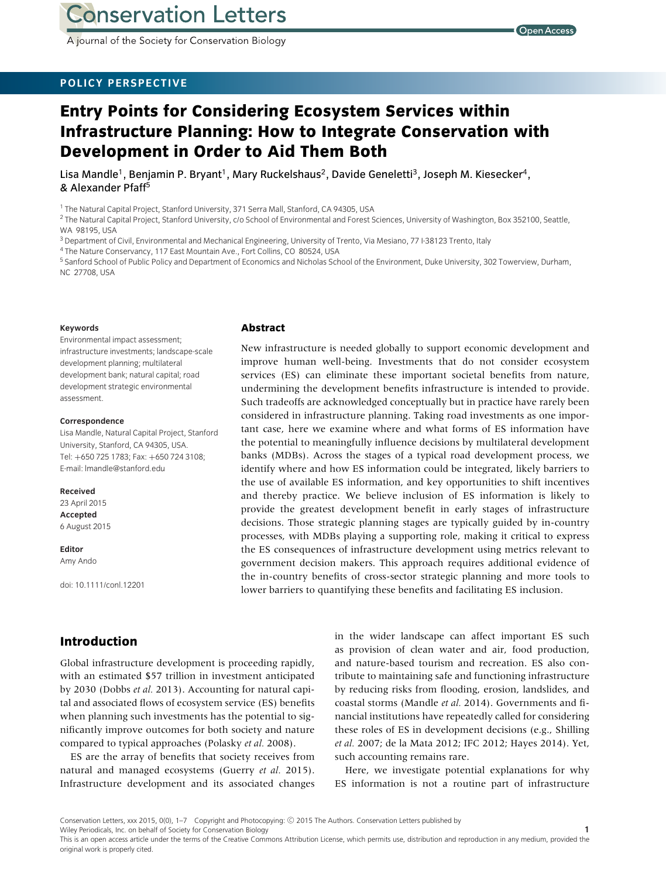POLICY PERSPECTIVE

# Entry Points for Considering Ecosystem Services within Infrastructure Planning: How to Integrate Conservation with Development in Order to Aid Them Both

Lisa Mandle[1], Benjamin P. Bryant[1], Mary Ruckelshaus[2], Davide Geneletti[3], Joseph M. Kiesecker[4], & Alexander Pfaff[5]

[1] The Natural Capital Project, Stanford University, 371 Serra Mall, Stanford, CA 94305, USA
[2] The Natural Capital Project, Stanford University, c/o School of Environmental and Forest Sciences, University of Washington, Box 352100, Seattle, WA 98195, USA
[3] Department of Civil, Environmental and Mechanical Engineering, University of Trento, Via Mesiano, 77 I-38123 Trento, Italy
[4] The Nature Conservancy, 117 East Mountain Ave., Fort Collins, CO 80524, USA
[5] Sanford School of Public Policy and Department of Economics and Nicholas School of the Environment, Duke University, 302 Towerview, Durham, NC 27708, USA

**Keywords**
Environmental impact assessment; infrastructure investments; landscape-scale development planning; multilateral development bank; natural capital; road development strategic environmental assessment.

**Correspondence**
Lisa Mandle, Natural Capital Project, Stanford University, Stanford, CA 94305, USA.
Tel: +650 725 1783; Fax: +650 724 3108;
E-mail: lmandle@stanford.edu

**Received**
23 April 2015
**Accepted**
6 August 2015

**Editor**
Amy Ando

doi: 10.1111/conl.12201

## Abstract

New infrastructure is needed globally to support economic development and improve human well-being. Investments that do not consider ecosystem services (ES) can eliminate these important societal benefits from nature, undermining the development benefits infrastructure is intended to provide. Such tradeoffs are acknowledged conceptually but in practice have rarely been considered in infrastructure planning. Taking road investments as one important case, here we examine where and what forms of ES information have the potential to meaningfully influence decisions by multilateral development banks (MDBs). Across the stages of a typical road development process, we identify where and how ES information could be integrated, likely barriers to the use of available ES information, and key opportunities to shift incentives and thereby practice. We believe inclusion of ES information is likely to provide the greatest development benefit in early stages of infrastructure decisions. Those strategic planning stages are typically guided by in-country processes, with MDBs playing a supporting role, making it critical to express the ES consequences of infrastructure development using metrics relevant to government decision makers. This approach requires additional evidence of the in-country benefits of cross-sector strategic planning and more tools to lower barriers to quantifying these benefits and facilitating ES inclusion.

## Introduction

Global infrastructure development is proceeding rapidly, with an estimated \$57 trillion in investment anticipated by 2030 (Dobbs *et al.* 2013). Accounting for natural capital and associated flows of ecosystem service (ES) benefits when planning such investments has the potential to significantly improve outcomes for both society and nature compared to typical approaches (Polasky *et al.* 2008).

ES are the array of benefits that society receives from natural and managed ecosystems (Guerry *et al.* 2015). Infrastructure development and its associated changes in the wider landscape can affect important ES such as provision of clean water and air, food production, and nature-based tourism and recreation. ES also contribute to maintaining safe and functioning infrastructure by reducing risks from flooding, erosion, landslides, and coastal storms (Mandle *et al.* 2014). Governments and financial institutions have repeatedly called for considering these roles of ES in development decisions (e.g., Shilling *et al.* 2007; de la Mata 2012; IFC 2012; Hayes 2014). Yet, such accounting remains rare.

Here, we investigate potential explanations for why ES information is not a routine part of infrastructure

Conservation Letters, xxx 2015, 0(0), 1–7 Copyright and Photocopying: © 2015 The Authors. Conservation Letters published by Wiley Periodicals, Inc. on behalf of Society for Conservation Biology
This is an open access article under the terms of the Creative Commons Attribution License, which permits use, distribution and reproduction in any medium, provided the original work is properly cited.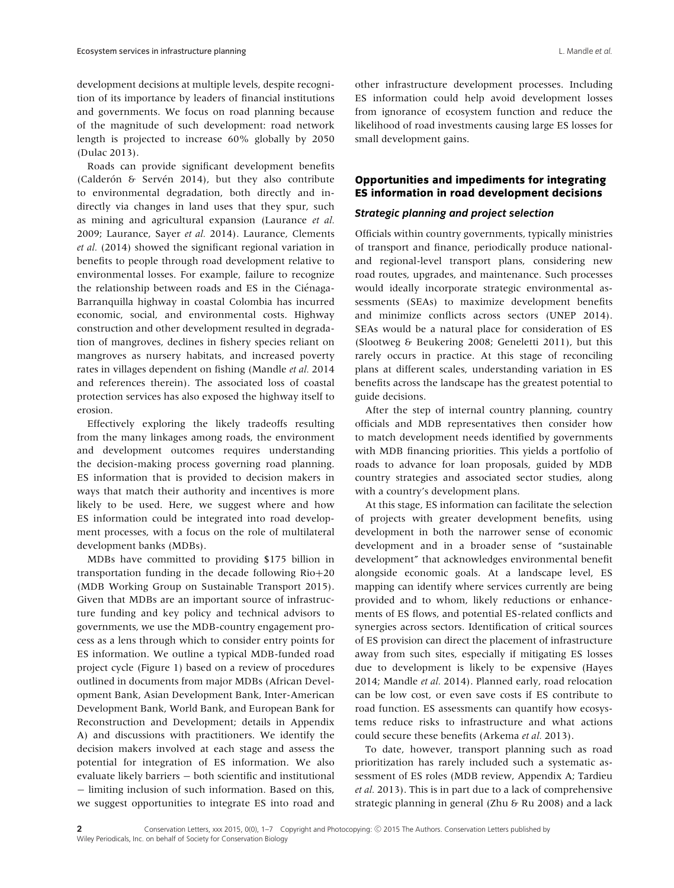development decisions at multiple levels, despite recognition of its importance by leaders of financial institutions and governments. We focus on road planning because of the magnitude of such development: road network length is projected to increase 60% globally by 2050 (Dulac 2013).

Roads can provide significant development benefits (Calderón & Servén 2014), but they also contribute to environmental degradation, both directly and indirectly via changes in land uses that they spur, such as mining and agricultural expansion (Laurance *et al.* 2009; Laurance, Sayer *et al.* 2014). Laurance, Clements *et al.* (2014) showed the significant regional variation in benefits to people through road development relative to environmental losses. For example, failure to recognize the relationship between roads and ES in the Ciénaga-Barranquilla highway in coastal Colombia has incurred economic, social, and environmental costs. Highway construction and other development resulted in degradation of mangroves, declines in fishery species reliant on mangroves as nursery habitats, and increased poverty rates in villages dependent on fishing (Mandle *et al.* 2014 and references therein). The associated loss of coastal protection services has also exposed the highway itself to erosion.

Effectively exploring the likely tradeoffs resulting from the many linkages among roads, the environment and development outcomes requires understanding the decision-making process governing road planning. ES information that is provided to decision makers in ways that match their authority and incentives is more likely to be used. Here, we suggest where and how ES information could be integrated into road development processes, with a focus on the role of multilateral development banks (MDBs).

MDBs have committed to providing $175 billion in transportation funding in the decade following Rio+20 (MDB Working Group on Sustainable Transport 2015). Given that MDBs are an important source of infrastructure funding and key policy and technical advisors to governments, we use the MDB-country engagement process as a lens through which to consider entry points for ES information. We outline a typical MDB-funded road project cycle (Figure 1) based on a review of procedures outlined in documents from major MDBs (African Development Bank, Asian Development Bank, Inter-American Development Bank, World Bank, and European Bank for Reconstruction and Development; details in Appendix A) and discussions with practitioners. We identify the decision makers involved at each stage and assess the potential for integration of ES information. We also evaluate likely barriers — both scientific and institutional — limiting inclusion of such information. Based on this, we suggest opportunities to integrate ES into road and other infrastructure development processes. Including ES information could help avoid development losses from ignorance of ecosystem function and reduce the likelihood of road investments causing large ES losses for small development gains.

## Opportunities and impediments for integrating ES information in road development decisions

### Strategic planning and project selection

Officials within country governments, typically ministries of transport and finance, periodically produce national- and regional-level transport plans, considering new road routes, upgrades, and maintenance. Such processes would ideally incorporate strategic environmental assessments (SEAs) to maximize development benefits and minimize conflicts across sectors (UNEP 2014). SEAs would be a natural place for consideration of ES (Slootweg & Beukering 2008; Geneletti 2011), but this rarely occurs in practice. At this stage of reconciling plans at different scales, understanding variation in ES benefits across the landscape has the greatest potential to guide decisions.

After the step of internal country planning, country officials and MDB representatives then consider how to match development needs identified by governments with MDB financing priorities. This yields a portfolio of roads to advance for loan proposals, guided by MDB country strategies and associated sector studies, along with a country's development plans.

At this stage, ES information can facilitate the selection of projects with greater development benefits, using development in both the narrower sense of economic development and in a broader sense of "sustainable development" that acknowledges environmental benefit alongside economic goals. At a landscape level, ES mapping can identify where services currently are being provided and to whom, likely reductions or enhancements of ES flows, and potential ES-related conflicts and synergies across sectors. Identification of critical sources of ES provision can direct the placement of infrastructure away from such sites, especially if mitigating ES losses due to development is likely to be expensive (Hayes 2014; Mandle *et al.* 2014). Planned early, road relocation can be low cost, or even save costs if ES contribute to road function. ES assessments can quantify how ecosystems reduce risks to infrastructure and what actions could secure these benefits (Arkema *et al.* 2013).

To date, however, transport planning such as road prioritization has rarely included such a systematic assessment of ES roles (MDB review, Appendix A; Tardieu *et al.* 2013). This is in part due to a lack of comprehensive strategic planning in general (Zhu & Ru 2008) and a lack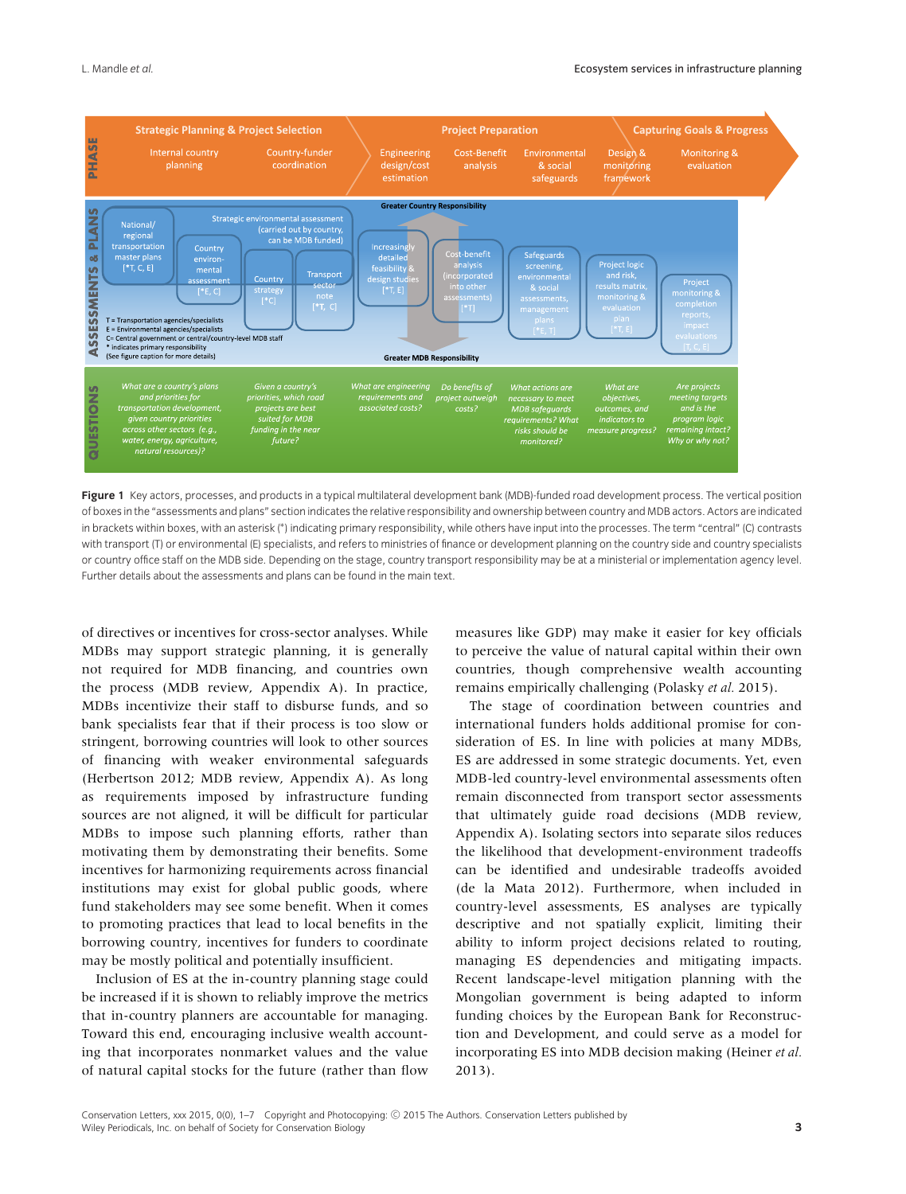**Figure 1** Key actors, processes, and products in a typical multilateral development bank (MDB)-funded road development process. The vertical position of boxes in the "assessments and plans" section indicates the relative responsibility and ownership between country and MDB actors. Actors are indicated in brackets within boxes, with an asterisk (*) indicating primary responsibility, while others have input into the processes. The term "central" (C) contrasts with transport (T) or environmental (E) specialists, and refers to ministries of finance or development planning on the country side and country specialists or country office staff on the MDB side. Depending on the stage, country transport responsibility may be at a ministerial or implementation agency level. Further details about the assessments and plans can be found in the main text.

of directives or incentives for cross-sector analyses. While MDBs may support strategic planning, it is generally not required for MDB financing, and countries own the process (MDB review, Appendix A). In practice, MDBs incentivize their staff to disburse funds, and so bank specialists fear that if their process is too slow or stringent, borrowing countries will look to other sources of financing with weaker environmental safeguards (Herbertson 2012; MDB review, Appendix A). As long as requirements imposed by infrastructure funding sources are not aligned, it will be difficult for particular MDBs to impose such planning efforts, rather than motivating them by demonstrating their benefits. Some incentives for harmonizing requirements across financial institutions may exist for global public goods, where fund stakeholders may see some benefit. When it comes to promoting practices that lead to local benefits in the borrowing country, incentives for funders to coordinate may be mostly political and potentially insufficient.

Inclusion of ES at the in-country planning stage could be increased if it is shown to reliably improve the metrics that in-country planners are accountable for managing. Toward this end, encouraging inclusive wealth accounting that incorporates nonmarket values and the value of natural capital stocks for the future (rather than flow measures like GDP) may make it easier for key officials to perceive the value of natural capital within their own countries, though comprehensive wealth accounting remains empirically challenging (Polasky *et al.* 2015).

The stage of coordination between countries and international funders holds additional promise for consideration of ES. In line with policies at many MDBs, ES are addressed in some strategic documents. Yet, even MDB-led country-level environmental assessments often remain disconnected from transport sector assessments that ultimately guide road decisions (MDB review, Appendix A). Isolating sectors into separate silos reduces the likelihood that development-environment tradeoffs can be identified and undesirable tradeoffs avoided (de la Mata 2012). Furthermore, when included in country-level assessments, ES analyses are typically descriptive and not spatially explicit, limiting their ability to inform project decisions related to routing, managing ES dependencies and mitigating impacts. Recent landscape-level mitigation planning with the Mongolian government is being adapted to inform funding choices by the European Bank for Reconstruction and Development, and could serve as a model for incorporating ES into MDB decision making (Heiner *et al.* 2013).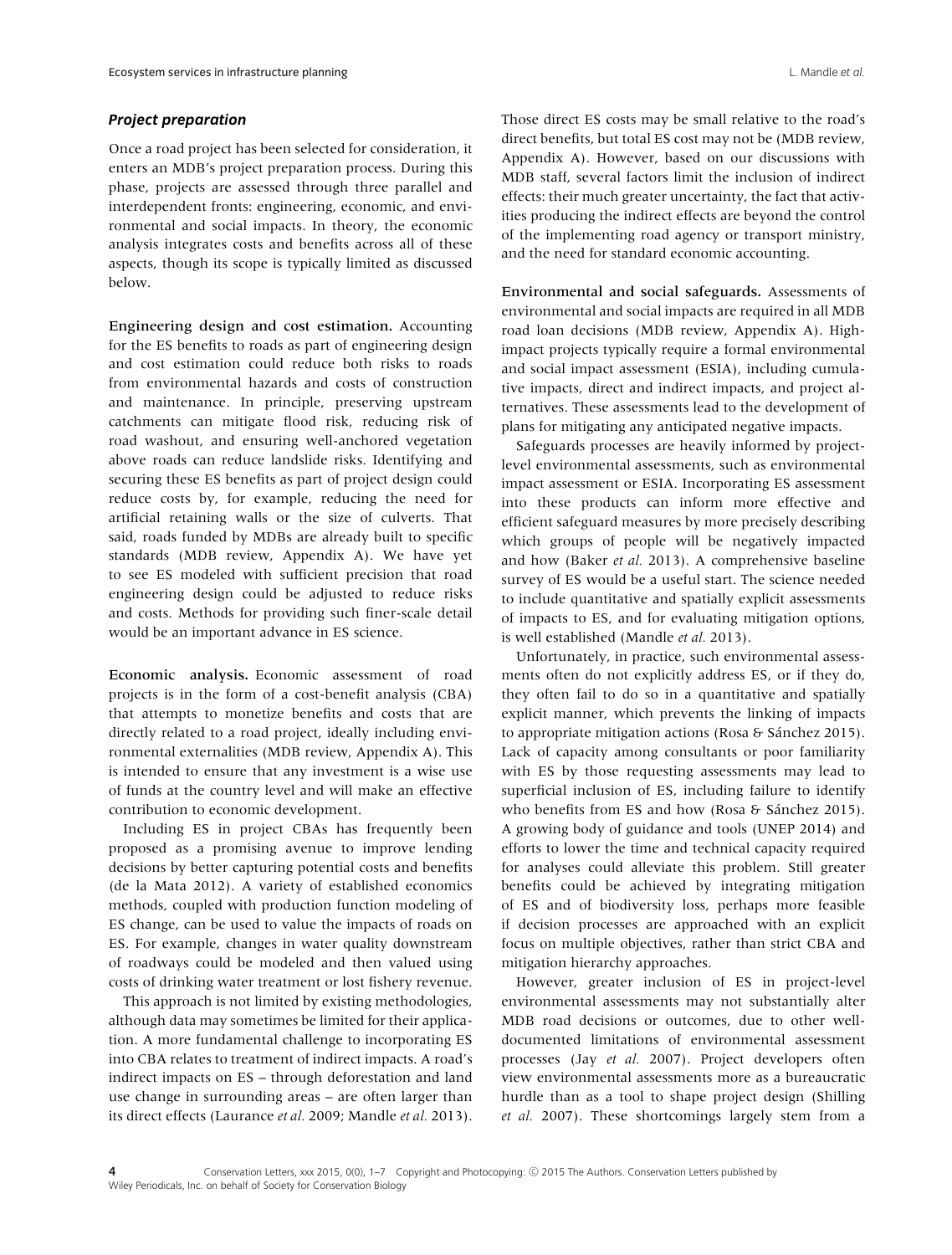### *Project preparation*

Once a road project has been selected for consideration, it enters an MDB's project preparation process. During this phase, projects are assessed through three parallel and interdependent fronts: engineering, economic, and environmental and social impacts. In theory, the economic analysis integrates costs and benefits across all of these aspects, though its scope is typically limited as discussed below.

**Engineering design and cost estimation.** Accounting for the ES benefits to roads as part of engineering design and cost estimation could reduce both risks to roads from environmental hazards and costs of construction and maintenance. In principle, preserving upstream catchments can mitigate flood risk, reducing risk of road washout, and ensuring well-anchored vegetation above roads can reduce landslide risks. Identifying and securing these ES benefits as part of project design could reduce costs by, for example, reducing the need for artificial retaining walls or the size of culverts. That said, roads funded by MDBs are already built to specific standards (MDB review, Appendix A). We have yet to see ES modeled with sufficient precision that road engineering design could be adjusted to reduce risks and costs. Methods for providing such finer-scale detail would be an important advance in ES science.

**Economic analysis.** Economic assessment of road projects is in the form of a cost-benefit analysis (CBA) that attempts to monetize benefits and costs that are directly related to a road project, ideally including environmental externalities (MDB review, Appendix A). This is intended to ensure that any investment is a wise use of funds at the country level and will make an effective contribution to economic development.

Including ES in project CBAs has frequently been proposed as a promising avenue to improve lending decisions by better capturing potential costs and benefits (de la Mata 2012). A variety of established economics methods, coupled with production function modeling of ES change, can be used to value the impacts of roads on ES. For example, changes in water quality downstream of roadways could be modeled and then valued using costs of drinking water treatment or lost fishery revenue.

This approach is not limited by existing methodologies, although data may sometimes be limited for their application. A more fundamental challenge to incorporating ES into CBA relates to treatment of indirect impacts. A road's indirect impacts on ES – through deforestation and land use change in surrounding areas – are often larger than its direct effects (Laurance *et al.* 2009; Mandle *et al.* 2013). Those direct ES costs may be small relative to the road's direct benefits, but total ES cost may not be (MDB review, Appendix A). However, based on our discussions with MDB staff, several factors limit the inclusion of indirect effects: their much greater uncertainty, the fact that activities producing the indirect effects are beyond the control of the implementing road agency or transport ministry, and the need for standard economic accounting.

**Environmental and social safeguards.** Assessments of environmental and social impacts are required in all MDB road loan decisions (MDB review, Appendix A). High-impact projects typically require a formal environmental and social impact assessment (ESIA), including cumulative impacts, direct and indirect impacts, and project alternatives. These assessments lead to the development of plans for mitigating any anticipated negative impacts.

Safeguards processes are heavily informed by project-level environmental assessments, such as environmental impact assessment or ESIA. Incorporating ES assessment into these products can inform more effective and efficient safeguard measures by more precisely describing which groups of people will be negatively impacted and how (Baker *et al.* 2013). A comprehensive baseline survey of ES would be a useful start. The science needed to include quantitative and spatially explicit assessments of impacts to ES, and for evaluating mitigation options, is well established (Mandle *et al.* 2013).

Unfortunately, in practice, such environmental assessments often do not explicitly address ES, or if they do, they often fail to do so in a quantitative and spatially explicit manner, which prevents the linking of impacts to appropriate mitigation actions (Rosa & Sánchez 2015). Lack of capacity among consultants or poor familiarity with ES by those requesting assessments may lead to superficial inclusion of ES, including failure to identify who benefits from ES and how (Rosa & Sánchez 2015). A growing body of guidance and tools (UNEP 2014) and efforts to lower the time and technical capacity required for analyses could alleviate this problem. Still greater benefits could be achieved by integrating mitigation of ES and of biodiversity loss, perhaps more feasible if decision processes are approached with an explicit focus on multiple objectives, rather than strict CBA and mitigation hierarchy approaches.

However, greater inclusion of ES in project-level environmental assessments may not substantially alter MDB road decisions or outcomes, due to other well-documented limitations of environmental assessment processes (Jay *et al.* 2007). Project developers often view environmental assessments more as a bureaucratic hurdle than as a tool to shape project design (Shilling *et al.* 2007). These shortcomings largely stem from a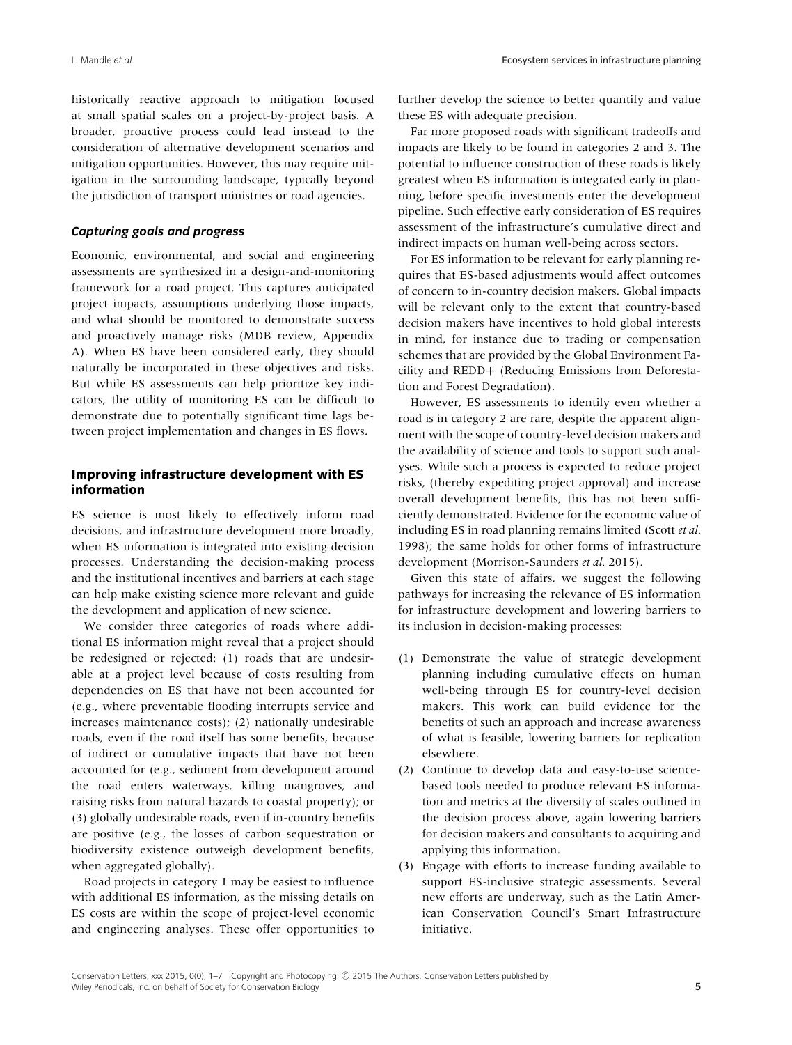historically reactive approach to mitigation focused at small spatial scales on a project-by-project basis. A broader, proactive process could lead instead to the consideration of alternative development scenarios and mitigation opportunities. However, this may require mitigation in the surrounding landscape, typically beyond the jurisdiction of transport ministries or road agencies.

### *Capturing goals and progress*

Economic, environmental, and social and engineering assessments are synthesized in a design-and-monitoring framework for a road project. This captures anticipated project impacts, assumptions underlying those impacts, and what should be monitored to demonstrate success and proactively manage risks (MDB review, Appendix A). When ES have been considered early, they should naturally be incorporated in these objectives and risks. But while ES assessments can help prioritize key indicators, the utility of monitoring ES can be difficult to demonstrate due to potentially significant time lags between project implementation and changes in ES flows.

## Improving infrastructure development with ES information

ES science is most likely to effectively inform road decisions, and infrastructure development more broadly, when ES information is integrated into existing decision processes. Understanding the decision-making process and the institutional incentives and barriers at each stage can help make existing science more relevant and guide the development and application of new science.

We consider three categories of roads where additional ES information might reveal that a project should be redesigned or rejected: (1) roads that are undesirable at a project level because of costs resulting from dependencies on ES that have not been accounted for (e.g., where preventable flooding interrupts service and increases maintenance costs); (2) nationally undesirable roads, even if the road itself has some benefits, because of indirect or cumulative impacts that have not been accounted for (e.g., sediment from development around the road enters waterways, killing mangroves, and raising risks from natural hazards to coastal property); or (3) globally undesirable roads, even if in-country benefits are positive (e.g., the losses of carbon sequestration or biodiversity existence outweigh development benefits, when aggregated globally).

Road projects in category 1 may be easiest to influence with additional ES information, as the missing details on ES costs are within the scope of project-level economic and engineering analyses. These offer opportunities to further develop the science to better quantify and value these ES with adequate precision.

Far more proposed roads with significant tradeoffs and impacts are likely to be found in categories 2 and 3. The potential to influence construction of these roads is likely greatest when ES information is integrated early in planning, before specific investments enter the development pipeline. Such effective early consideration of ES requires assessment of the infrastructure's cumulative direct and indirect impacts on human well-being across sectors.

For ES information to be relevant for early planning requires that ES-based adjustments would affect outcomes of concern to in-country decision makers. Global impacts will be relevant only to the extent that country-based decision makers have incentives to hold global interests in mind, for instance due to trading or compensation schemes that are provided by the Global Environment Facility and REDD+ (Reducing Emissions from Deforestation and Forest Degradation).

However, ES assessments to identify even whether a road is in category 2 are rare, despite the apparent alignment with the scope of country-level decision makers and the availability of science and tools to support such analyses. While such a process is expected to reduce project risks, (thereby expediting project approval) and increase overall development benefits, this has not been sufficiently demonstrated. Evidence for the economic value of including ES in road planning remains limited (Scott *et al.* 1998); the same holds for other forms of infrastructure development (Morrison-Saunders *et al.* 2015).

Given this state of affairs, we suggest the following pathways for increasing the relevance of ES information for infrastructure development and lowering barriers to its inclusion in decision-making processes:

1. Demonstrate the value of strategic development planning including cumulative effects on human well-being through ES for country-level decision makers. This work can build evidence for the benefits of such an approach and increase awareness of what is feasible, lowering barriers for replication elsewhere.
2. Continue to develop data and easy-to-use science-based tools needed to produce relevant ES information and metrics at the diversity of scales outlined in the decision process above, again lowering barriers for decision makers and consultants to acquiring and applying this information.
3. Engage with efforts to increase funding available to support ES-inclusive strategic assessments. Several new efforts are underway, such as the Latin American Conservation Council's Smart Infrastructure initiative.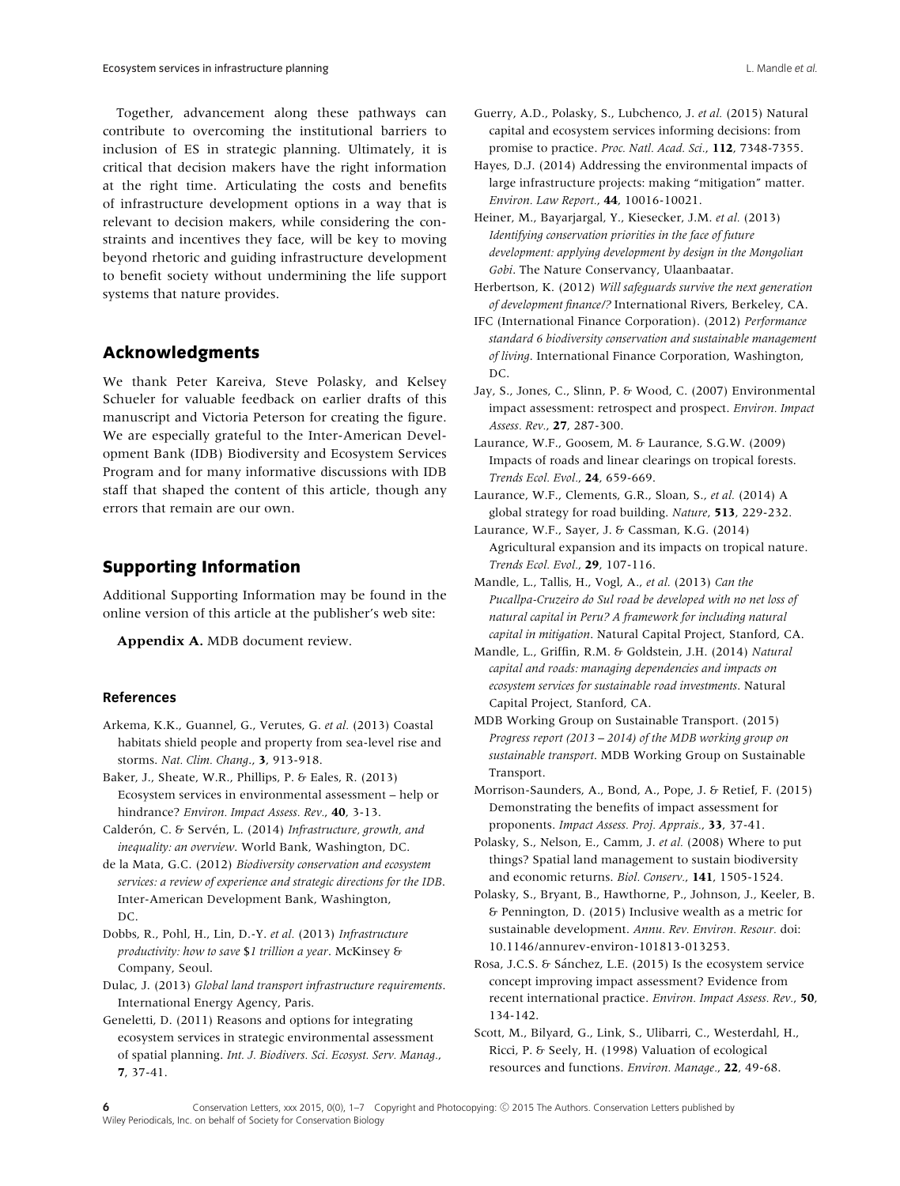Together, advancement along these pathways can contribute to overcoming the institutional barriers to inclusion of ES in strategic planning. Ultimately, it is critical that decision makers have the right information at the right time. Articulating the costs and benefits of infrastructure development options in a way that is relevant to decision makers, while considering the constraints and incentives they face, will be key to moving beyond rhetoric and guiding infrastructure development to benefit society without undermining the life support systems that nature provides.

## Acknowledgments

We thank Peter Kareiva, Steve Polasky, and Kelsey Schueler for valuable feedback on earlier drafts of this manuscript and Victoria Peterson for creating the figure. We are especially grateful to the Inter-American Development Bank (IDB) Biodiversity and Ecosystem Services Program and for many informative discussions with IDB staff that shaped the content of this article, though any errors that remain are our own.

## Supporting Information

Additional Supporting Information may be found in the online version of this article at the publisher's web site:

**Appendix A.** MDB document review.

### References

Arkema, K.K., Guannel, G., Verutes, G. *et al.* (2013) Coastal habitats shield people and property from sea-level rise and storms. *Nat. Clim. Chang.*, **3**, 913-918.

Baker, J., Sheate, W.R., Phillips, P. & Eales, R. (2013) Ecosystem services in environmental assessment – help or hindrance? *Environ. Impact Assess. Rev.*, **40**, 3-13.

Calderón, C. & Servén, L. (2014) *Infrastructure, growth, and inequality: an overview*. World Bank, Washington, DC.

de la Mata, G.C. (2012) *Biodiversity conservation and ecosystem services: a review of experience and strategic directions for the IDB*. Inter-American Development Bank, Washington, DC.

Dobbs, R., Pohl, H., Lin, D.-Y. *et al.* (2013) *Infrastructure productivity: how to save $1 trillion a year*. McKinsey & Company, Seoul.

Dulac, J. (2013) *Global land transport infrastructure requirements*. International Energy Agency, Paris.

Geneletti, D. (2011) Reasons and options for integrating ecosystem services in strategic environmental assessment of spatial planning. *Int. J. Biodivers. Sci. Ecosyst. Serv. Manag.*, **7**, 37-41.

Guerry, A.D., Polasky, S., Lubchenco, J. *et al.* (2015) Natural capital and ecosystem services informing decisions: from promise to practice. *Proc. Natl. Acad. Sci.*, **112**, 7348-7355.

Hayes, D.J. (2014) Addressing the environmental impacts of large infrastructure projects: making "mitigation" matter. *Environ. Law Report.*, **44**, 10016-10021.

Heiner, M., Bayarjargal, Y., Kiesecker, J.M. *et al.* (2013) *Identifying conservation priorities in the face of future development: applying development by design in the Mongolian Gobi*. The Nature Conservancy, Ulaanbaatar.

Herbertson, K. (2012) *Will safeguards survive the next generation of development finance/?* International Rivers, Berkeley, CA.

IFC (International Finance Corporation). (2012) *Performance standard 6 biodiversity conservation and sustainable management of living*. International Finance Corporation, Washington, DC.

Jay, S., Jones, C., Slinn, P. & Wood, C. (2007) Environmental impact assessment: retrospect and prospect. *Environ. Impact Assess. Rev.*, **27**, 287-300.

Laurance, W.F., Goosem, M. & Laurance, S.G.W. (2009) Impacts of roads and linear clearings on tropical forests. *Trends Ecol. Evol.*, **24**, 659-669.

Laurance, W.F., Clements, G.R., Sloan, S., *et al.* (2014) A global strategy for road building. *Nature*, **513**, 229-232.

Laurance, W.F., Sayer, J. & Cassman, K.G. (2014) Agricultural expansion and its impacts on tropical nature. *Trends Ecol. Evol.*, **29**, 107-116.

Mandle, L., Tallis, H., Vogl, A., *et al.* (2013) *Can the Pucallpa-Cruzeiro do Sul road be developed with no net loss of natural capital in Peru? A framework for including natural capital in mitigation*. Natural Capital Project, Stanford, CA.

Mandle, L., Griffin, R.M. & Goldstein, J.H. (2014) *Natural capital and roads: managing dependencies and impacts on ecosystem services for sustainable road investments*. Natural Capital Project, Stanford, CA.

MDB Working Group on Sustainable Transport. (2015) *Progress report (2013 – 2014) of the MDB working group on sustainable transport*. MDB Working Group on Sustainable Transport.

Morrison-Saunders, A., Bond, A., Pope, J. & Retief, F. (2015) Demonstrating the benefits of impact assessment for proponents. *Impact Assess. Proj. Apprais.*, **33**, 37-41.

Polasky, S., Nelson, E., Camm, J. *et al.* (2008) Where to put things? Spatial land management to sustain biodiversity and economic returns. *Biol. Conserv.*, **141**, 1505-1524.

Polasky, S., Bryant, B., Hawthorne, P., Johnson, J., Keeler, B. & Pennington, D. (2015) Inclusive wealth as a metric for sustainable development. *Annu. Rev. Environ. Resour.* doi: 10.1146/annurev-environ-101813-013253.

Rosa, J.C.S. & Sánchez, L.E. (2015) Is the ecosystem service concept improving impact assessment? Evidence from recent international practice. *Environ. Impact Assess. Rev.*, **50**, 134-142.

Scott, M., Bilyard, G., Link, S., Ulibarri, C., Westerdahl, H., Ricci, P. & Seely, H. (1998) Valuation of ecological resources and functions. *Environ. Manage.*, **22**, 49-68.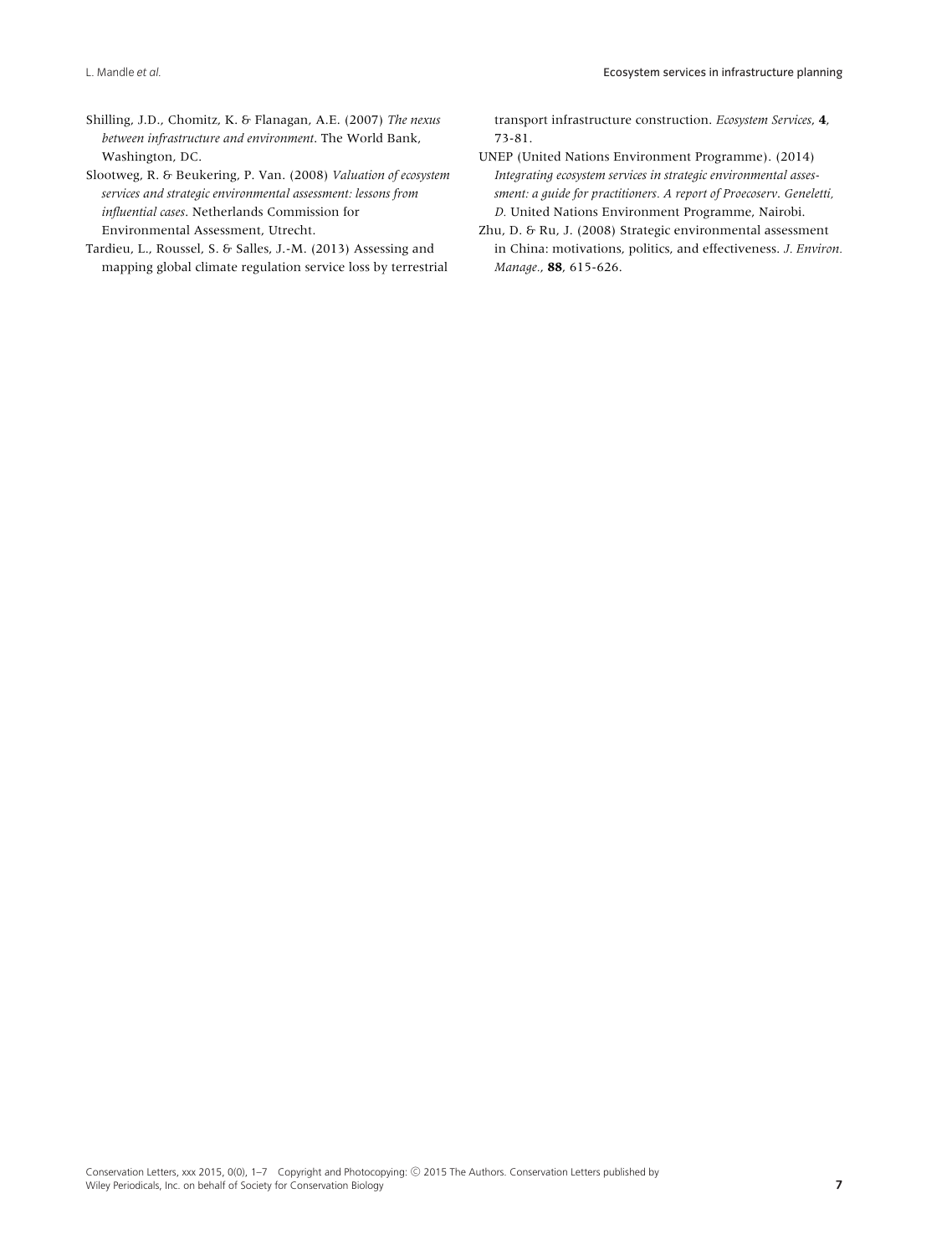Shilling, J.D., Chomitz, K. & Flanagan, A.E. (2007) *The nexus between infrastructure and environment*. The World Bank, Washington, DC.

Slootweg, R. & Beukering, P. Van. (2008) *Valuation of ecosystem services and strategic environmental assessment: lessons from influential cases*. Netherlands Commission for Environmental Assessment, Utrecht.

Tardieu, L., Roussel, S. & Salles, J.-M. (2013) Assessing and mapping global climate regulation service loss by terrestrial transport infrastructure construction. *Ecosystem Services*, **4**, 73-81.

UNEP (United Nations Environment Programme). (2014) *Integrating ecosystem services in strategic environmental assessment: a guide for practitioners. A report of Proecoserv. Geneletti, D.* United Nations Environment Programme, Nairobi.

Zhu, D. & Ru, J. (2008) Strategic environmental assessment in China: motivations, politics, and effectiveness. *J. Environ. Manage.*, **88**, 615-626.